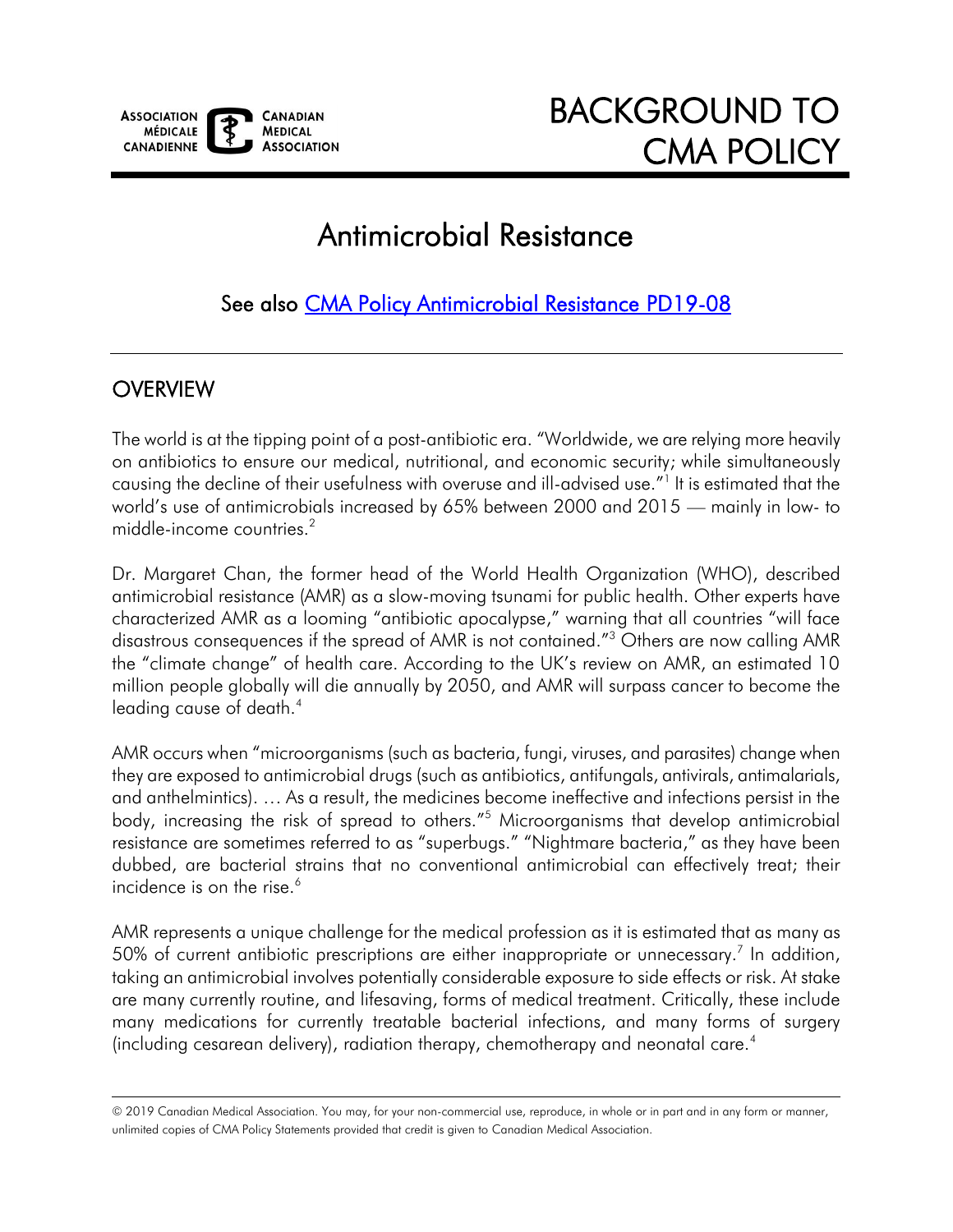ASSOCIATION MÉDICALE CANADIENNE | CANADIAN MEDICAL ASSOCIATION

# BACKGROUND TO CMA POLICY

# Antimicrobial Resistance

See also [CMA Policy Antimicrobial Resistance PD19-08]

## OVERVIEW

The world is at the tipping point of a post-antibiotic era. "Worldwide, we are relying more heavily on antibiotics to ensure our medical, nutritional, and economic security; while simultaneously causing the decline of their usefulness with overuse and ill-advised use."[1] It is estimated that the world's use of antimicrobials increased by 65% between 2000 and 2015 — mainly in low- to middle-income countries.[2]

Dr. Margaret Chan, the former head of the World Health Organization (WHO), described antimicrobial resistance (AMR) as a slow-moving tsunami for public health. Other experts have characterized AMR as a looming "antibiotic apocalypse," warning that all countries "will face disastrous consequences if the spread of AMR is not contained."[3] Others are now calling AMR the "climate change" of health care. According to the UK's review on AMR, an estimated 10 million people globally will die annually by 2050, and AMR will surpass cancer to become the leading cause of death.[4]

AMR occurs when "microorganisms (such as bacteria, fungi, viruses, and parasites) change when they are exposed to antimicrobial drugs (such as antibiotics, antifungals, antivirals, antimalarials, and anthelmintics). … As a result, the medicines become ineffective and infections persist in the body, increasing the risk of spread to others."[5] Microorganisms that develop antimicrobial resistance are sometimes referred to as "superbugs." "Nightmare bacteria," as they have been dubbed, are bacterial strains that no conventional antimicrobial can effectively treat; their incidence is on the rise.[6]

AMR represents a unique challenge for the medical profession as it is estimated that as many as 50% of current antibiotic prescriptions are either inappropriate or unnecessary.[7] In addition, taking an antimicrobial involves potentially considerable exposure to side effects or risk. At stake are many currently routine, and lifesaving, forms of medical treatment. Critically, these include many medications for currently treatable bacterial infections, and many forms of surgery (including cesarean delivery), radiation therapy, chemotherapy and neonatal care.[4]

© 2019 Canadian Medical Association. You may, for your non-commercial use, reproduce, in whole or in part and in any form or manner, unlimited copies of CMA Policy Statements provided that credit is given to Canadian Medical Association.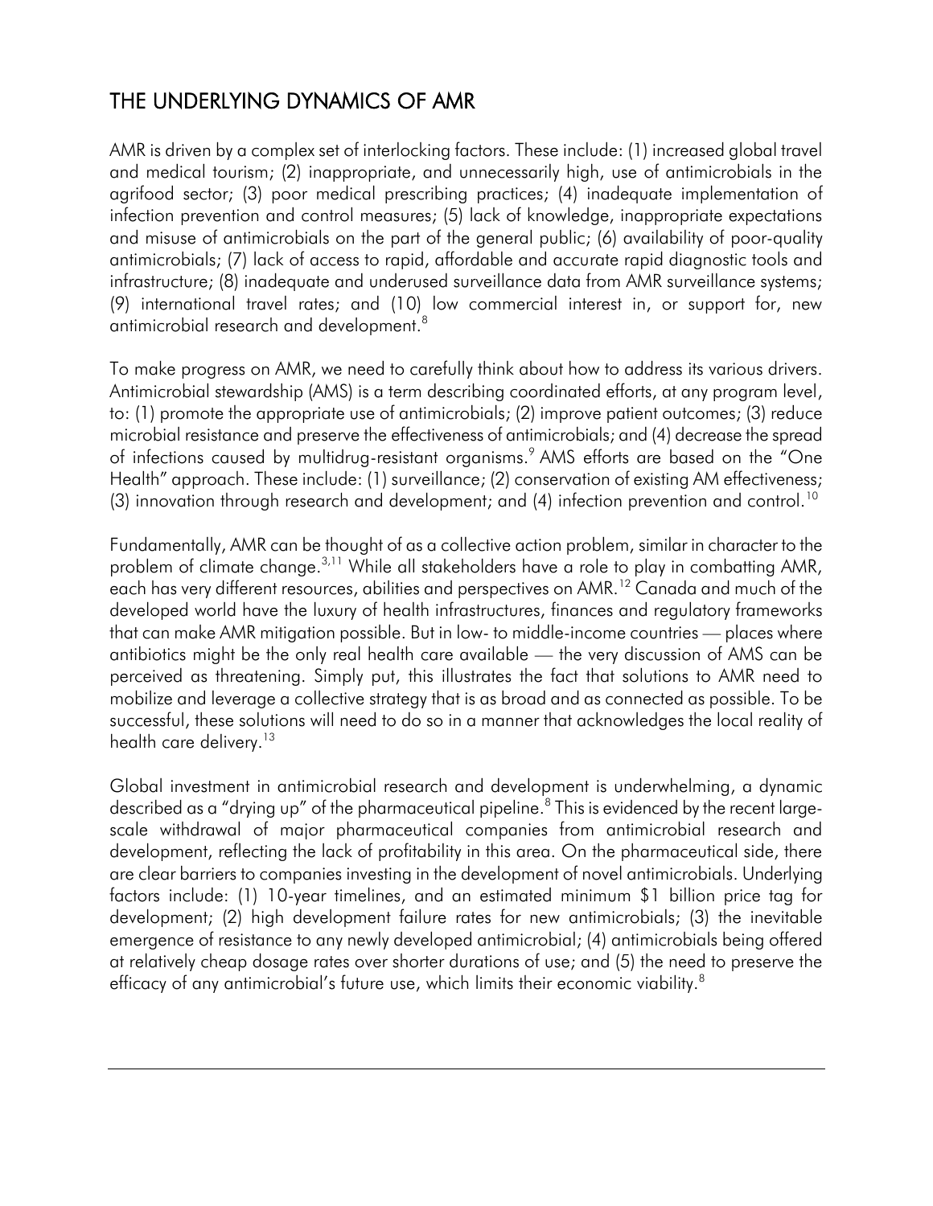## THE UNDERLYING DYNAMICS OF AMR

AMR is driven by a complex set of interlocking factors. These include: (1) increased global travel and medical tourism; (2) inappropriate, and unnecessarily high, use of antimicrobials in the agrifood sector; (3) poor medical prescribing practices; (4) inadequate implementation of infection prevention and control measures; (5) lack of knowledge, inappropriate expectations and misuse of antimicrobials on the part of the general public; (6) availability of poor-quality antimicrobials; (7) lack of access to rapid, affordable and accurate rapid diagnostic tools and infrastructure; (8) inadequate and underused surveillance data from AMR surveillance systems; (9) international travel rates; and (10) low commercial interest in, or support for, new antimicrobial research and development.[8]

To make progress on AMR, we need to carefully think about how to address its various drivers. Antimicrobial stewardship (AMS) is a term describing coordinated efforts, at any program level, to: (1) promote the appropriate use of antimicrobials; (2) improve patient outcomes; (3) reduce microbial resistance and preserve the effectiveness of antimicrobials; and (4) decrease the spread of infections caused by multidrug-resistant organisms.[9] AMS efforts are based on the "One Health" approach. These include: (1) surveillance; (2) conservation of existing AM effectiveness; (3) innovation through research and development; and (4) infection prevention and control.[10]

Fundamentally, AMR can be thought of as a collective action problem, similar in character to the problem of climate change.[3,11] While all stakeholders have a role to play in combatting AMR, each has very different resources, abilities and perspectives on AMR.[12] Canada and much of the developed world have the luxury of health infrastructures, finances and regulatory frameworks that can make AMR mitigation possible. But in low- to middle-income countries — places where antibiotics might be the only real health care available — the very discussion of AMS can be perceived as threatening. Simply put, this illustrates the fact that solutions to AMR need to mobilize and leverage a collective strategy that is as broad and as connected as possible. To be successful, these solutions will need to do so in a manner that acknowledges the local reality of health care delivery.[13]

Global investment in antimicrobial research and development is underwhelming, a dynamic described as a "drying up" of the pharmaceutical pipeline.[8] This is evidenced by the recent large-scale withdrawal of major pharmaceutical companies from antimicrobial research and development, reflecting the lack of profitability in this area. On the pharmaceutical side, there are clear barriers to companies investing in the development of novel antimicrobials. Underlying factors include: (1) 10-year timelines, and an estimated minimum $1 billion price tag for development; (2) high development failure rates for new antimicrobials; (3) the inevitable emergence of resistance to any newly developed antimicrobial; (4) antimicrobials being offered at relatively cheap dosage rates over shorter durations of use; and (5) the need to preserve the efficacy of any antimicrobial's future use, which limits their economic viability.[8]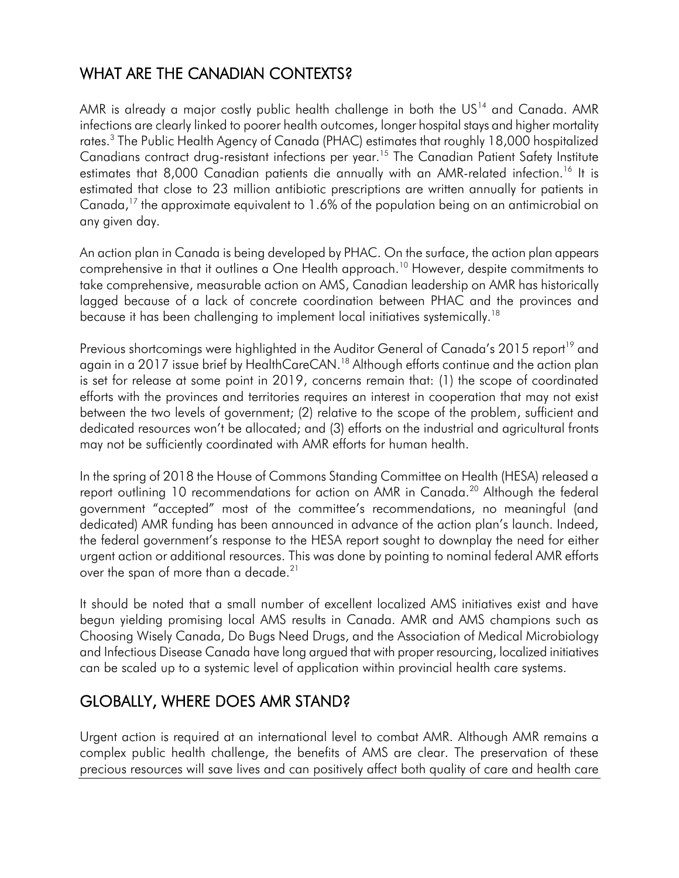## WHAT ARE THE CANADIAN CONTEXTS?

AMR is already a major costly public health challenge in both the US[14] and Canada. AMR infections are clearly linked to poorer health outcomes, longer hospital stays and higher mortality rates.[3] The Public Health Agency of Canada (PHAC) estimates that roughly 18,000 hospitalized Canadians contract drug-resistant infections per year.[15] The Canadian Patient Safety Institute estimates that 8,000 Canadian patients die annually with an AMR-related infection.[16] It is estimated that close to 23 million antibiotic prescriptions are written annually for patients in Canada,[17] the approximate equivalent to 1.6% of the population being on an antimicrobial on any given day.

An action plan in Canada is being developed by PHAC. On the surface, the action plan appears comprehensive in that it outlines a One Health approach.[10] However, despite commitments to take comprehensive, measurable action on AMS, Canadian leadership on AMR has historically lagged because of a lack of concrete coordination between PHAC and the provinces and because it has been challenging to implement local initiatives systemically.[18]

Previous shortcomings were highlighted in the Auditor General of Canada's 2015 report[19] and again in a 2017 issue brief by HealthCareCAN.[18] Although efforts continue and the action plan is set for release at some point in 2019, concerns remain that: (1) the scope of coordinated efforts with the provinces and territories requires an interest in cooperation that may not exist between the two levels of government; (2) relative to the scope of the problem, sufficient and dedicated resources won't be allocated; and (3) efforts on the industrial and agricultural fronts may not be sufficiently coordinated with AMR efforts for human health.

In the spring of 2018 the House of Commons Standing Committee on Health (HESA) released a report outlining 10 recommendations for action on AMR in Canada.[20] Although the federal government "accepted" most of the committee's recommendations, no meaningful (and dedicated) AMR funding has been announced in advance of the action plan's launch. Indeed, the federal government's response to the HESA report sought to downplay the need for either urgent action or additional resources. This was done by pointing to nominal federal AMR efforts over the span of more than a decade.[21]

It should be noted that a small number of excellent localized AMS initiatives exist and have begun yielding promising local AMS results in Canada. AMR and AMS champions such as Choosing Wisely Canada, Do Bugs Need Drugs, and the Association of Medical Microbiology and Infectious Disease Canada have long argued that with proper resourcing, localized initiatives can be scaled up to a systemic level of application within provincial health care systems.

## GLOBALLY, WHERE DOES AMR STAND?

Urgent action is required at an international level to combat AMR. Although AMR remains a complex public health challenge, the benefits of AMS are clear. The preservation of these precious resources will save lives and can positively affect both quality of care and health care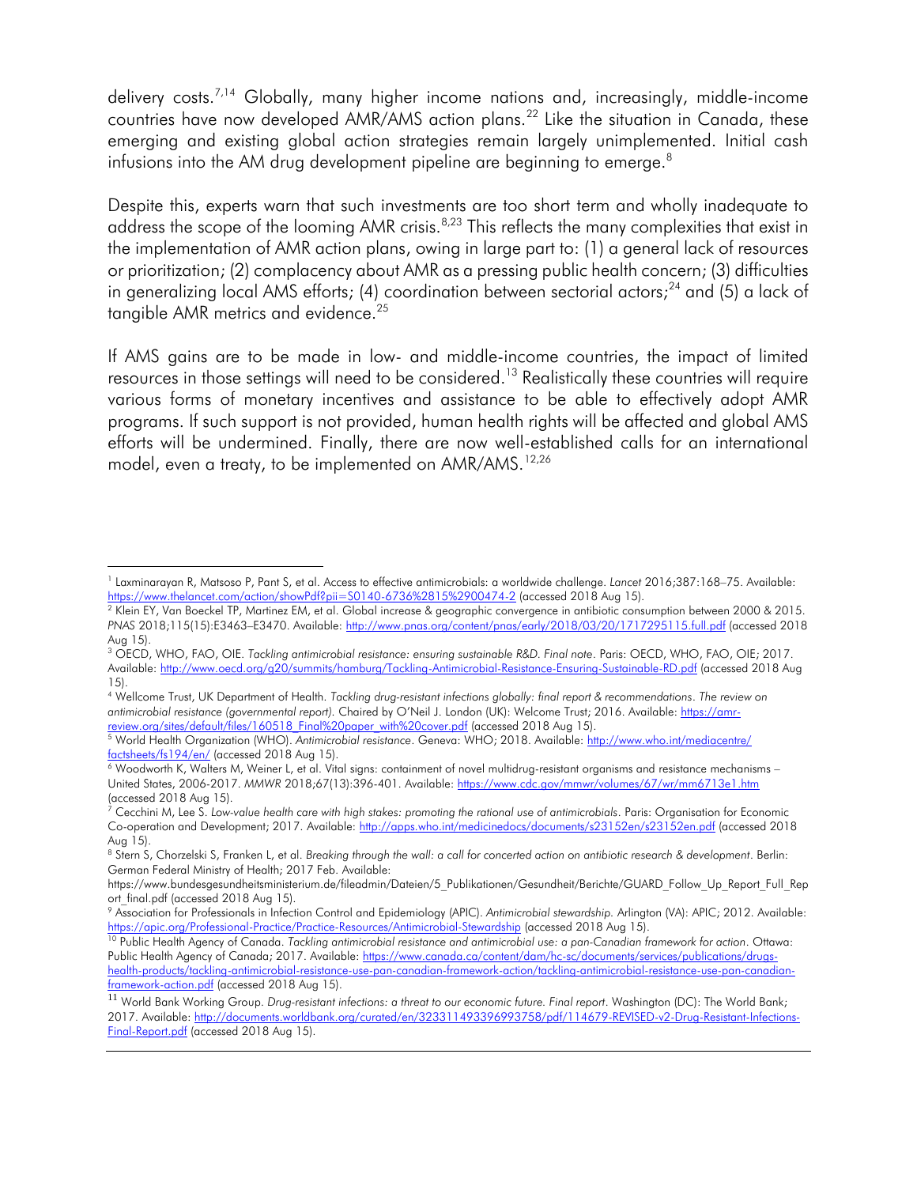delivery costs.[7,14] Globally, many higher income nations and, increasingly, middle-income countries have now developed AMR/AMS action plans.[22] Like the situation in Canada, these emerging and existing global action strategies remain largely unimplemented. Initial cash infusions into the AM drug development pipeline are beginning to emerge.[8]

Despite this, experts warn that such investments are too short term and wholly inadequate to address the scope of the looming AMR crisis.[8,23] This reflects the many complexities that exist in the implementation of AMR action plans, owing in large part to: (1) a general lack of resources or prioritization; (2) complacency about AMR as a pressing public health concern; (3) difficulties in generalizing local AMS efforts; (4) coordination between sectorial actors;[24] and (5) a lack of tangible AMR metrics and evidence.[25]

If AMS gains are to be made in low- and middle-income countries, the impact of limited resources in those settings will need to be considered.[13] Realistically these countries will require various forms of monetary incentives and assistance to be able to effectively adopt AMR programs. If such support is not provided, human health rights will be affected and global AMS efforts will be undermined. Finally, there are now well-established calls for an international model, even a treaty, to be implemented on AMR/AMS.[12,26]

---

[1] Laxminarayan R, Matsoso P, Pant S, et al. Access to effective antimicrobials: a worldwide challenge. *Lancet* 2016;387:168–75. Available: https://www.thelancet.com/action/showPdf?pii=S0140-6736%2815%2900474-2 (accessed 2018 Aug 15).

[2] Klein EY, Van Boeckel TP, Martinez EM, et al. Global increase & geographic convergence in antibiotic consumption between 2000 & 2015. *PNAS* 2018;115(15):E3463–E3470. Available: http://www.pnas.org/content/pnas/early/2018/03/20/1717295115.full.pdf (accessed 2018 Aug 15).

[3] OECD, WHO, FAO, OIE. *Tackling antimicrobial resistance: ensuring sustainable R&D. Final note*. Paris: OECD, WHO, FAO, OIE; 2017. Available: http://www.oecd.org/g20/summits/hamburg/Tackling-Antimicrobial-Resistance-Ensuring-Sustainable-RD.pdf (accessed 2018 Aug 15).

[4] Wellcome Trust, UK Department of Health. *Tackling drug-resistant infections globally: final report & recommendations*. *The review on antimicrobial resistance (governmental report).* Chaired by O'Neil J. London (UK): Welcome Trust; 2016. Available: https://amr-review.org/sites/default/files/160518_Final%20paper_with%20cover.pdf (accessed 2018 Aug 15).

[5] World Health Organization (WHO). *Antimicrobial resistance*. Geneva: WHO; 2018. Available: http://www.who.int/mediacentre/factsheets/fs194/en/ (accessed 2018 Aug 15).

[6] Woodworth K, Walters M, Weiner L, et al. Vital signs: containment of novel multidrug-resistant organisms and resistance mechanisms – United States, 2006-2017. *MMWR* 2018;67(13):396-401. Available: https://www.cdc.gov/mmwr/volumes/67/wr/mm6713e1.htm (accessed 2018 Aug 15).

[7] Cecchini M, Lee S. *Low-value health care with high stakes: promoting the rational use of antimicrobials*. Paris: Organisation for Economic Co-operation and Development; 2017. Available: http://apps.who.int/medicinedocs/documents/s23152en/s23152en.pdf (accessed 2018 Aug 15).

[8] Stern S, Chorzelski S, Franken L, et al. *Breaking through the wall: a call for concerted action on antibiotic research & development*. Berlin: German Federal Ministry of Health; 2017 Feb. Available: https://www.bundesgesundheitsministerium.de/fileadmin/Dateien/5_Publikationen/Gesundheit/Berichte/GUARD_Follow_Up_Report_Full_Report_final.pdf (accessed 2018 Aug 15).

[9] Association for Professionals in Infection Control and Epidemiology (APIC). *Antimicrobial stewardship.* Arlington (VA): APIC; 2012. Available: https://apic.org/Professional-Practice/Practice-Resources/Antimicrobial-Stewardship (accessed 2018 Aug 15).

[10] Public Health Agency of Canada. *Tackling antimicrobial resistance and antimicrobial use: a pan-Canadian framework for action*. Ottawa: Public Health Agency of Canada; 2017. Available: https://www.canada.ca/content/dam/hc-sc/documents/services/publications/drugs-health-products/tackling-antimicrobial-resistance-use-pan-canadian-framework-action/tackling-antimicrobial-resistance-use-pan-canadian-framework-action.pdf (accessed 2018 Aug 15).

[11] World Bank Working Group. *Drug-resistant infections: a threat to our economic future. Final report*. Washington (DC): The World Bank; 2017. Available: http://documents.worldbank.org/curated/en/323311493396993758/pdf/114679-REVISED-v2-Drug-Resistant-Infections-Final-Report.pdf (accessed 2018 Aug 15).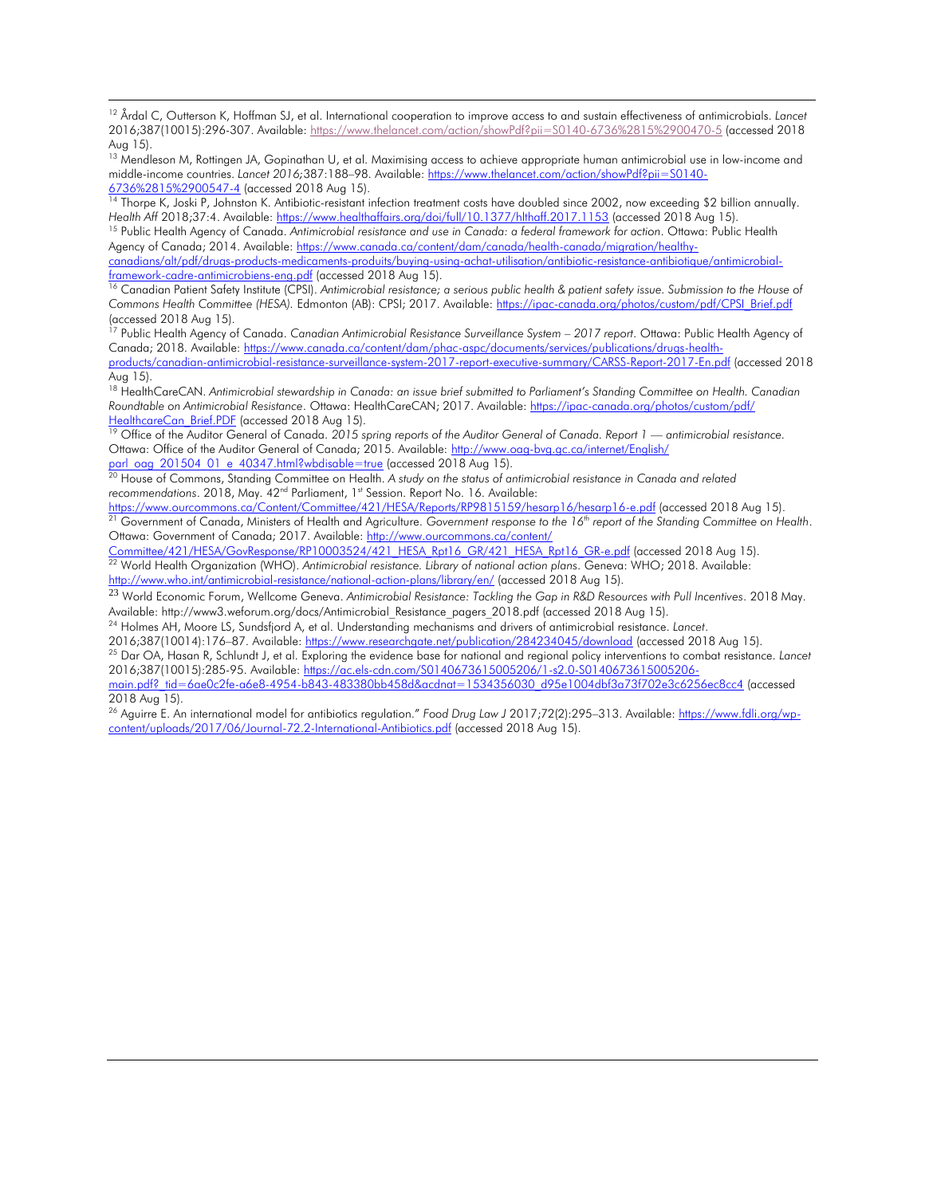[12] Årdal C, Outterson K, Hoffman SJ, et al. International cooperation to improve access to and sustain effectiveness of antimicrobials. *Lancet* 2016;387(10015):296-307. Available: https://www.thelancet.com/action/showPdf?pii=S0140-6736%2815%2900470-5 (accessed 2018 Aug 15).

[13] Mendleson M, Rottingen JA, Gopinathan U, et al. Maximising access to achieve appropriate human antimicrobial use in low-income and middle-income countries. *Lancet 2016*;387:188–98. Available: https://www.thelancet.com/action/showPdf?pii=S0140-6736%2815%2900547-4 (accessed 2018 Aug 15).

[14] Thorpe K, Joski P, Johnston K. Antibiotic-resistant infection treatment costs have doubled since 2002, now exceeding $2 billion annually. *Health Aff* 2018;37:4. Available: https://www.healthaffairs.org/doi/full/10.1377/hlthaff.2017.1153 (accessed 2018 Aug 15).

[15] Public Health Agency of Canada. *Antimicrobial resistance and use in Canada: a federal framework for action*. Ottawa: Public Health Agency of Canada; 2014. Available: https://www.canada.ca/content/dam/canada/health-canada/migration/healthy-canadians/alt/pdf/drugs-products-medicaments-produits/buying-using-achat-utilisation/antibiotic-resistance-antibiotique/antimicrobial-framework-cadre-antimicrobiens-eng.pdf (accessed 2018 Aug 15).

[16] Canadian Patient Safety Institute (CPSI). *Antimicrobial resistance; a serious public health & patient safety issue. Submission to the House of Commons Health Committee (HESA).* Edmonton (AB): CPSI; 2017. Available: https://ipac-canada.org/photos/custom/pdf/CPSI_Brief.pdf (accessed 2018 Aug 15).

[17] Public Health Agency of Canada. *Canadian Antimicrobial Resistance Surveillance System – 2017 report*. Ottawa: Public Health Agency of Canada; 2018. Available: https://www.canada.ca/content/dam/phac-aspc/documents/services/publications/drugs-health-products/canadian-antimicrobial-resistance-surveillance-system-2017-report-executive-summary/CARSS-Report-2017-En.pdf (accessed 2018 Aug 15).

[18] HealthCareCAN. *Antimicrobial stewardship in Canada: an issue brief submitted to Parliament's Standing Committee on Health. Canadian Roundtable on Antimicrobial Resistance*. Ottawa: HealthCareCAN; 2017. Available: https://ipac-canada.org/photos/custom/pdf/HealthcareCan_Brief.PDF (accessed 2018 Aug 15).

[19] Office of the Auditor General of Canada. *2015 spring reports of the Auditor General of Canada. Report 1 — antimicrobial resistance.* Ottawa: Office of the Auditor General of Canada; 2015. Available: http://www.oag-bvg.gc.ca/internet/English/parl_oag_201504_01_e_40347.html?wbdisable=true (accessed 2018 Aug 15).

[20] House of Commons, Standing Committee on Health. *A study on the status of antimicrobial resistance in Canada and related recommendations*. 2018, May. 42nd Parliament, 1st Session. Report No. 16. Available: https://www.ourcommons.ca/Content/Committee/421/HESA/Reports/RP9815159/hesarp16/hesarp16-e.pdf (accessed 2018 Aug 15).

[21] Government of Canada, Ministers of Health and Agriculture. *Government response to the 16th report of the Standing Committee on Health*. Ottawa: Government of Canada; 2017. Available: http://www.ourcommons.ca/content/Committee/421/HESA/GovResponse/RP10003524/421_HESA_Rpt16_GR/421_HESA_Rpt16_GR-e.pdf (accessed 2018 Aug 15).

[22] World Health Organization (WHO). *Antimicrobial resistance. Library of national action plans*. Geneva: WHO; 2018. Available: http://www.who.int/antimicrobial-resistance/national-action-plans/library/en/ (accessed 2018 Aug 15).

[23] World Economic Forum, Wellcome Geneva. *Antimicrobial Resistance: Tackling the Gap in R&D Resources with Pull Incentives*. 2018 May. Available: http://www3.weforum.org/docs/Antimicrobial_Resistance_pagers_2018.pdf (accessed 2018 Aug 15).

[24] Holmes AH, Moore LS, Sundsfjord A, et al. Understanding mechanisms and drivers of antimicrobial resistance. *Lancet*. 2016;387(10014):176–87. Available: https://www.researchgate.net/publication/284234045/download (accessed 2018 Aug 15).

[25] Dar OA, Hasan R, Schlundt J, et al. Exploring the evidence base for national and regional policy interventions to combat resistance. *Lancet* 2016;387(10015):285-95. Available: https://ac.els-cdn.com/S0140673615005206/1-s2.0-S0140673615005206-main.pdf?_tid=6ae0c2fe-a6e8-4954-b843-483380bb458d&acdnat=1534356030_d95e1004dbf3a73f702e3c6256ec8cc4 (accessed 2018 Aug 15).

[26] Aguirre E. An international model for antibiotics regulation." *Food Drug Law J* 2017;72(2):295–313. Available: https://www.fdli.org/wp-content/uploads/2017/06/Journal-72.2-International-Antibiotics.pdf (accessed 2018 Aug 15).